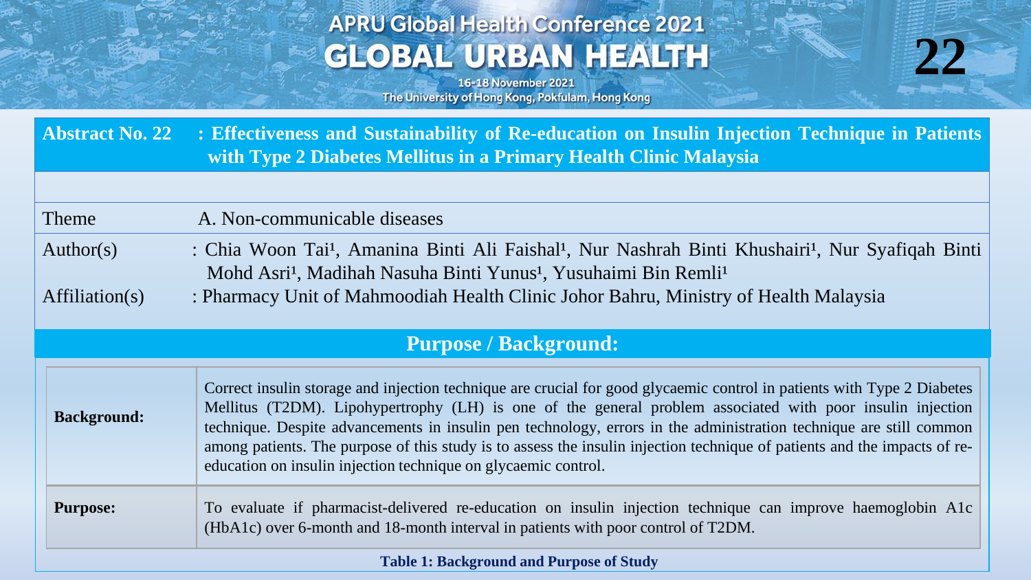APRU Global Health Conference 2021

GLOBAL URBAN HEALTH

16-18 November 2021

The University of Hong Kong, Pokfulam, Hong Kong

22

## Abstract No. 22 : Effectiveness and Sustainability of Re-education on Insulin Injection Technique in Patients with Type 2 Diabetes Mellitus in a Primary Health Clinic Malaysia

| | |
|---|---|
| Theme | A. Non-communicable diseases |
| Author(s) | : Chia Woon Tai[1], Amanina Binti Ali Faishal[1], Nur Nashrah Binti Khushairi[1], Nur Syafiqah Binti Mohd Asri[1], Madihah Nasuha Binti Yunus[1], Yusuhaimi Bin Remli[1] |
| Affiliation(s) | : Pharmacy Unit of Mahmoodiah Health Clinic Johor Bahru, Ministry of Health Malaysia |

## Purpose / Background:

| | |
|---|---|
| **Background:** | Correct insulin storage and injection technique are crucial for good glycaemic control in patients with Type 2 Diabetes Mellitus (T2DM). Lipohypertrophy (LH) is one of the general problem associated with poor insulin injection technique. Despite advancements in insulin pen technology, errors in the administration technique are still common among patients. The purpose of this study is to assess the insulin injection technique of patients and the impacts of re-education on insulin injection technique on glycaemic control. |
| **Purpose:** | To evaluate if pharmacist-delivered re-education on insulin injection technique can improve haemoglobin A1c (HbA1c) over 6-month and 18-month interval in patients with poor control of T2DM. |

**Table 1: Background and Purpose of Study**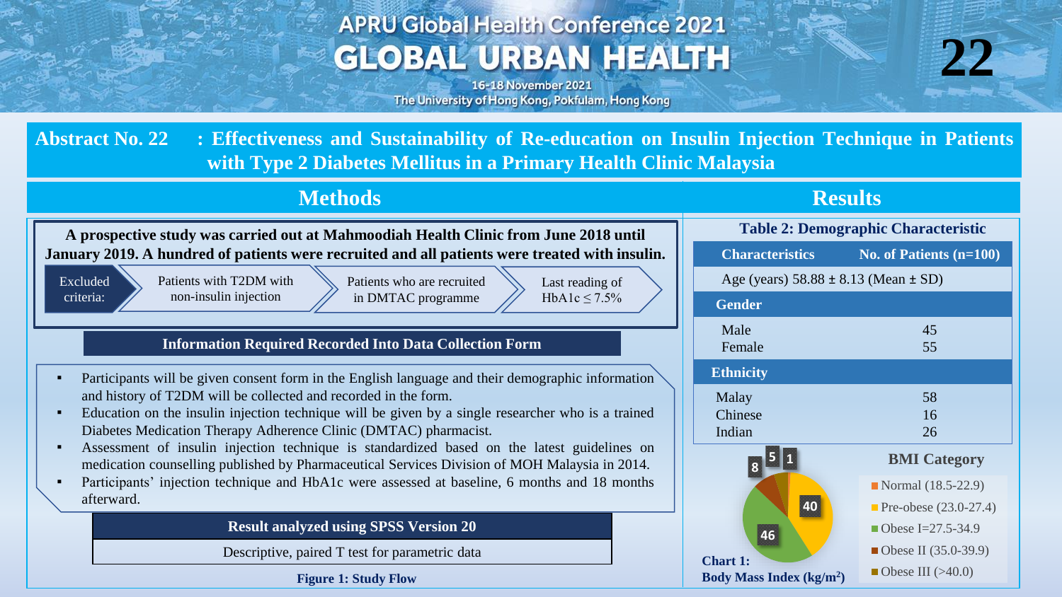# Abstract No. 22 : Effectiveness and Sustainability of Re-education on Insulin Injection Technique in Patients with Type 2 Diabetes Mellitus in a Primary Health Clinic Malaysia

## Methods

**A prospective study was carried out at Mahmoodiah Health Clinic from June 2018 until January 2019. A hundred of patients were recruited and all patients were treated with insulin.**

Excluded criteria:
- Patients with T2DM with non-insulin injection
- Patients who are recruited in DMTAC programme
- Last reading of HbA1c ≤ 7.5%

**Information Required Recorded Into Data Collection Form**

- Participants will be given consent form in the English language and their demographic information and history of T2DM will be collected and recorded in the form.
- Education on the insulin injection technique will be given by a single researcher who is a trained Diabetes Medication Therapy Adherence Clinic (DMTAC) pharmacist.
- Assessment of insulin injection technique is standardized based on the latest guidelines on medication counselling published by Pharmaceutical Services Division of MOH Malaysia in 2014.
- Participants' injection technique and HbA1c were assessed at baseline, 6 months and 18 months afterward.

**Result analyzed using SPSS Version 20**

Descriptive, paired T test for parametric data

**Figure 1: Study Flow**

## Results

**Table 2: Demographic Characteristic**

| Characteristics | No. of Patients (n=100) |
|---|---|
| Age (years) 58.88 ± 8.13 (Mean ± SD) | |
| **Gender** | |
| Male | 45 |
| Female | 55 |
| **Ethnicity** | |
| Malay | 58 |
| Chinese | 16 |
| Indian | 26 |

**BMI Category**

| Category | No. of Patients |
|---|---|
| Normal (18.5-22.9) | 8 |
| Pre-obese (23.0-27.4) | 40 |
| Obese I=27.5-34.9 | 46 |
| Obese II (35.0-39.9) | 5 |
| Obese III (>40.0) | 1 |

**Chart 1: Body Mass Index (kg/m²)**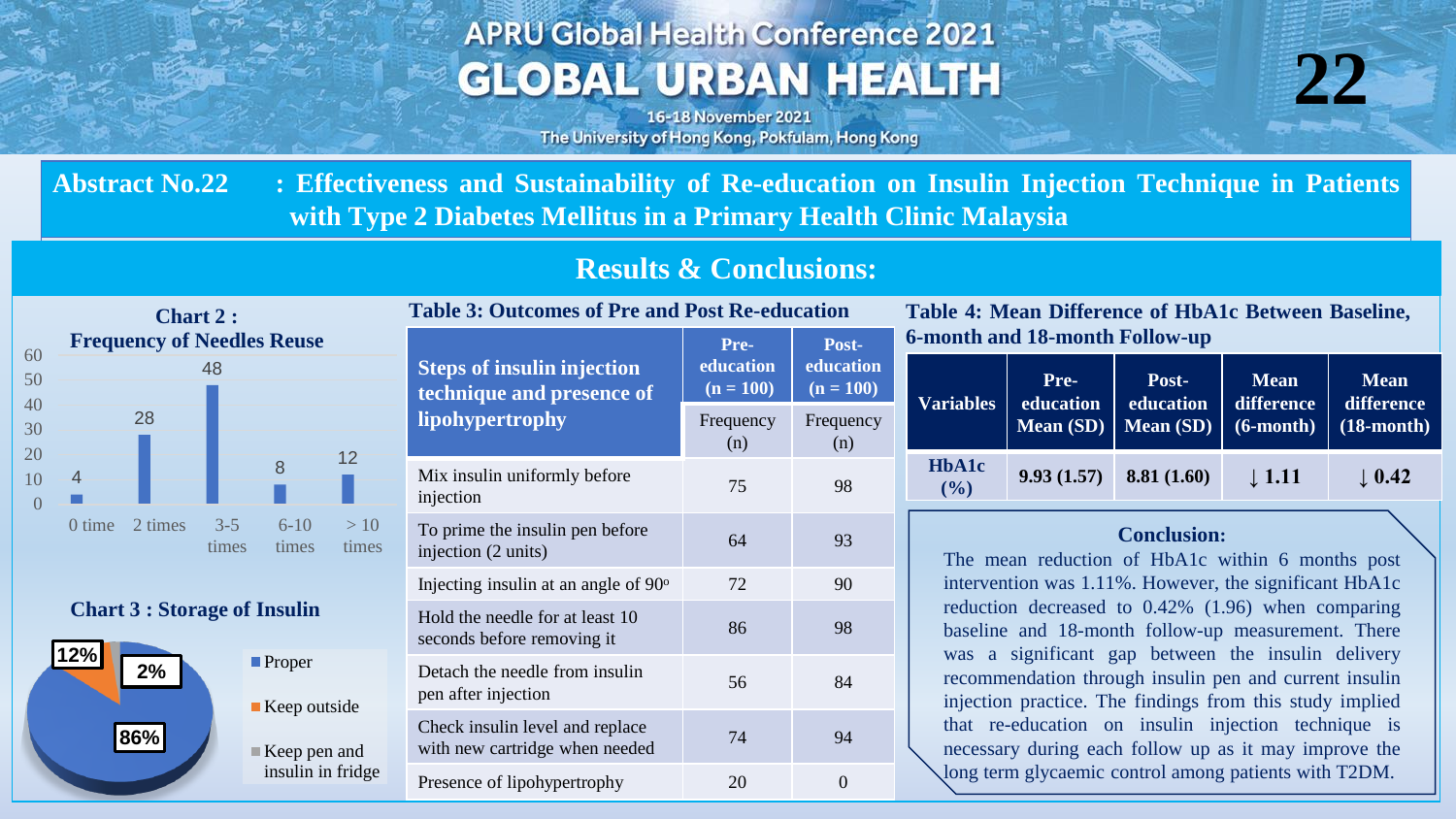## Abstract No.22 : Effectiveness and Sustainability of Re-education on Insulin Injection Technique in Patients with Type 2 Diabetes Mellitus in a Primary Health Clinic Malaysia

## Results & Conclusions:

**Chart 2 : Frequency of Needles Reuse**

60
50
40
30
20
10
0

4
28
48
8
12

0 time
2 times
3-5 times
6-10 times
> 10 times

**Chart 3 : Storage of Insulin**

12%
2%
86%

Proper
Keep outside
Keep pen and insulin in fridge

**Table 3: Outcomes of Pre and Post Re-education**

| Steps of insulin injection technique and presence of lipohypertrophy | Pre-education (n = 100) Frequency (n) | Post-education (n = 100) Frequency (n) |
|---|---|---|
| Mix insulin uniformly before injection | 75 | 98 |
| To prime the insulin pen before injection (2 units) | 64 | 93 |
| Injecting insulin at an angle of 90° | 72 | 90 |
| Hold the needle for at least 10 seconds before removing it | 86 | 98 |
| Detach the needle from insulin pen after injection | 56 | 84 |
| Check insulin level and replace with new cartridge when needed | 74 | 94 |
| Presence of lipohypertrophy | 20 | 0 |

**Table 4: Mean Difference of HbA1c Between Baseline, 6-month and 18-month Follow-up**

| Variables | Pre-education Mean (SD) | Post-education Mean (SD) | Mean difference (6-month) | Mean difference (18-month) |
|---|---|---|---|---|
| HbA1c (%) | 9.93 (1.57) | 8.81 (1.60) | ↓ 1.11 | ↓ 0.42 |

**Conclusion:**

The mean reduction of HbA1c within 6 months post intervention was 1.11%. However, the significant HbA1c reduction decreased to 0.42% (1.96) when comparing baseline and 18-month follow-up measurement. There was a significant gap between the insulin delivery recommendation through insulin pen and current insulin injection practice. The findings from this study implied that re-education on insulin injection technique is necessary during each follow up as it may improve the long term glycaemic control among patients with T2DM.